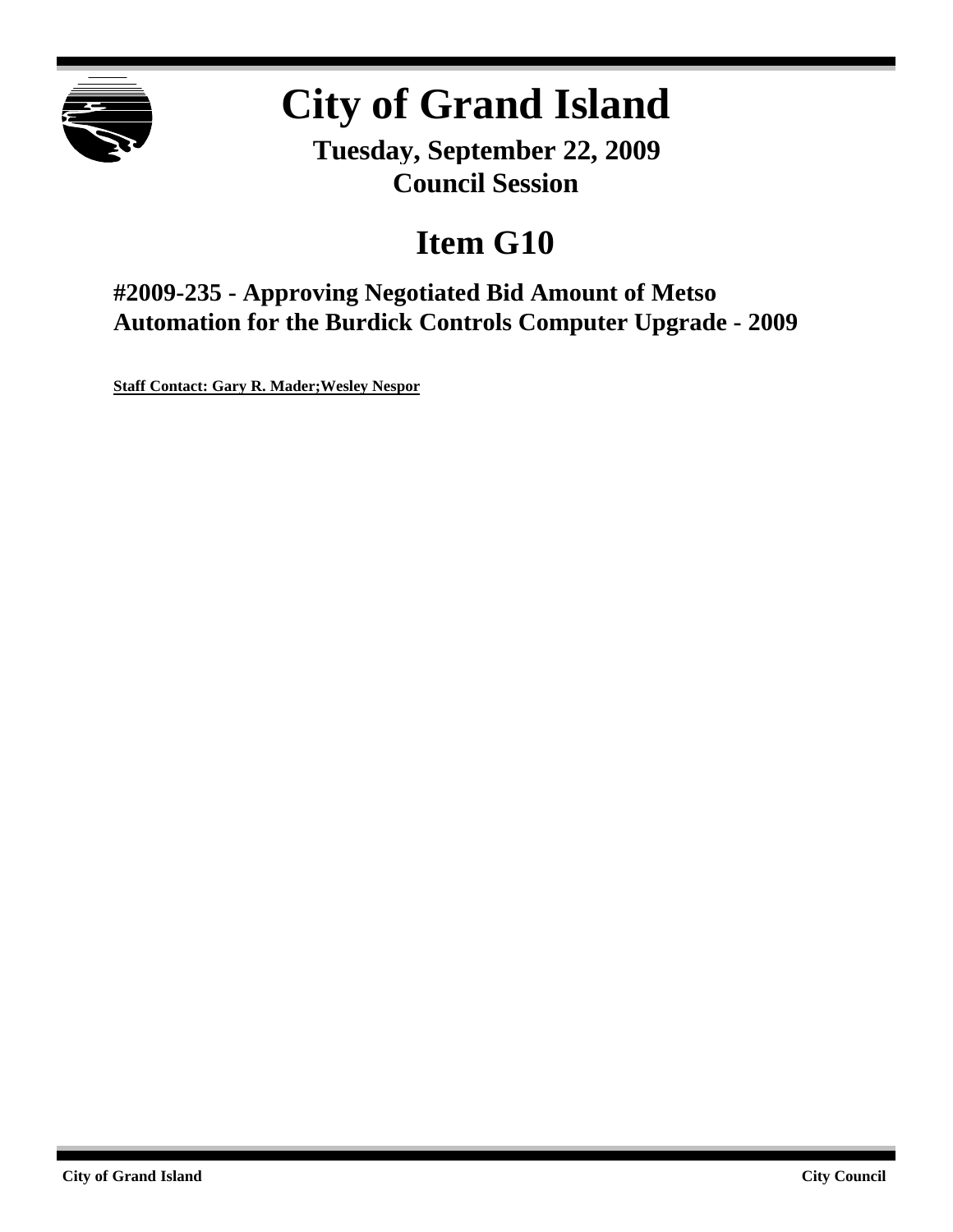# City of Grand Island

**Tuesday, September 22, 2009**
**Council Session**

# Item G10

## #2009-235 - Approving Negotiated Bid Amount of Metso Automation for the Burdick Controls Computer Upgrade - 2009

**Staff Contact: Gary R. Mader;Wesley Nespor**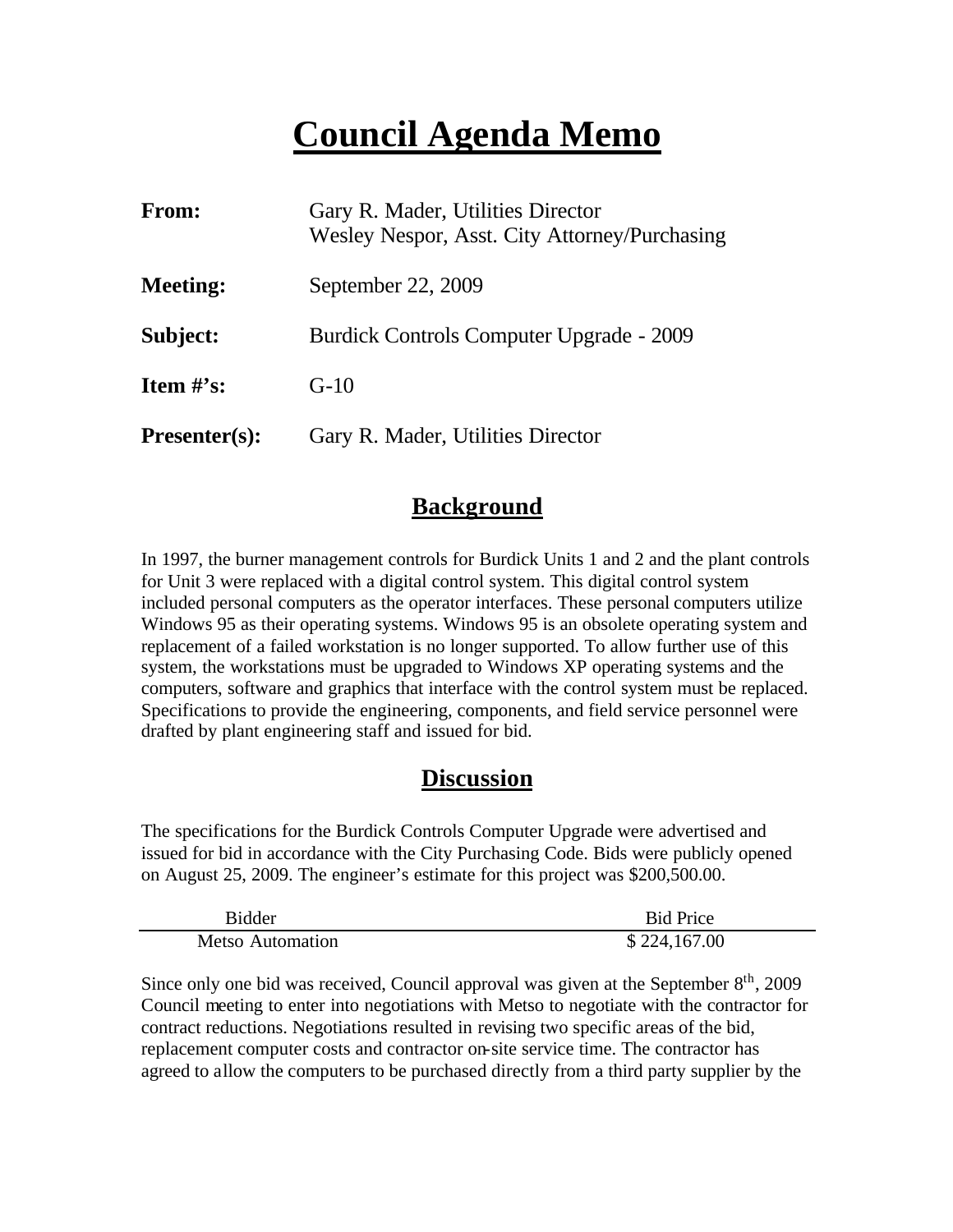# Council Agenda Memo

| | |
|---|---|
| **From:** | Gary R. Mader, Utilities Director<br>Wesley Nespor, Asst. City Attorney/Purchasing |
| **Meeting:** | September 22, 2009 |
| **Subject:** | Burdick Controls Computer Upgrade - 2009 |
| **Item #'s:** | G-10 |
| **Presenter(s):** | Gary R. Mader, Utilities Director |

## Background

In 1997, the burner management controls for Burdick Units 1 and 2 and the plant controls for Unit 3 were replaced with a digital control system. This digital control system included personal computers as the operator interfaces. These personal computers utilize Windows 95 as their operating systems. Windows 95 is an obsolete operating system and replacement of a failed workstation is no longer supported. To allow further use of this system, the workstations must be upgraded to Windows XP operating systems and the computers, software and graphics that interface with the control system must be replaced. Specifications to provide the engineering, components, and field service personnel were drafted by plant engineering staff and issued for bid.

## Discussion

The specifications for the Burdick Controls Computer Upgrade were advertised and issued for bid in accordance with the City Purchasing Code. Bids were publicly opened on August 25, 2009. The engineer's estimate for this project was $200,500.00.

| Bidder | Bid Price |
|---|---|
| Metso Automation | $ 224,167.00 |

Since only one bid was received, Council approval was given at the September 8th, 2009 Council meeting to enter into negotiations with Metso to negotiate with the contractor for contract reductions. Negotiations resulted in revising two specific areas of the bid, replacement computer costs and contractor on-site service time. The contractor has agreed to allow the computers to be purchased directly from a third party supplier by the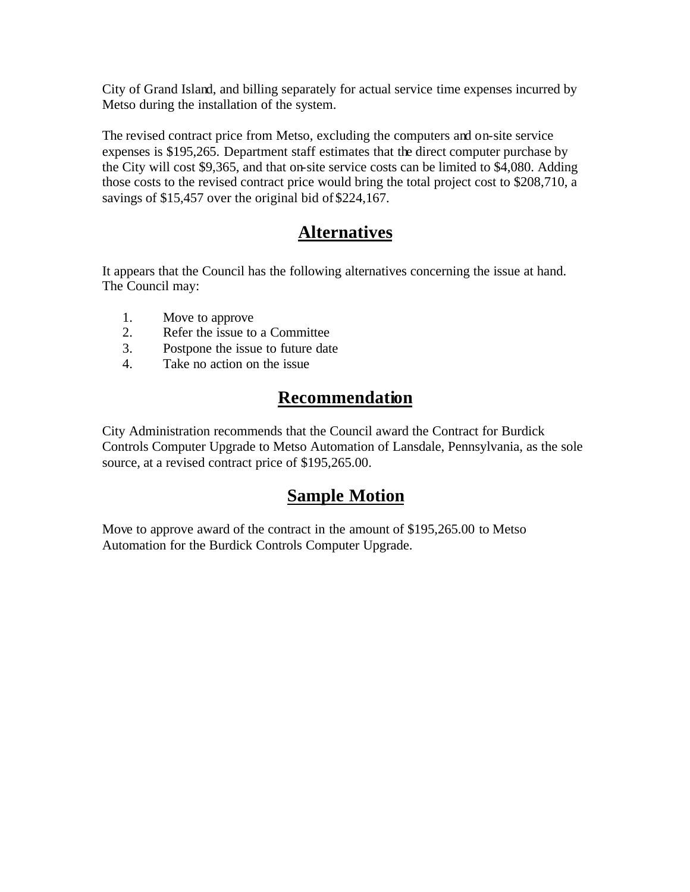City of Grand Island, and billing separately for actual service time expenses incurred by Metso during the installation of the system.

The revised contract price from Metso, excluding the computers and on-site service expenses is $195,265. Department staff estimates that the direct computer purchase by the City will cost $9,365, and that on-site service costs can be limited to $4,080. Adding those costs to the revised contract price would bring the total project cost to $208,710, a savings of $15,457 over the original bid of $224,167.

## Alternatives

It appears that the Council has the following alternatives concerning the issue at hand. The Council may:

1. Move to approve
2. Refer the issue to a Committee
3. Postpone the issue to future date
4. Take no action on the issue

## Recommendation

City Administration recommends that the Council award the Contract for Burdick Controls Computer Upgrade to Metso Automation of Lansdale, Pennsylvania, as the sole source, at a revised contract price of $195,265.00.

## Sample Motion

Move to approve award of the contract in the amount of $195,265.00 to Metso Automation for the Burdick Controls Computer Upgrade.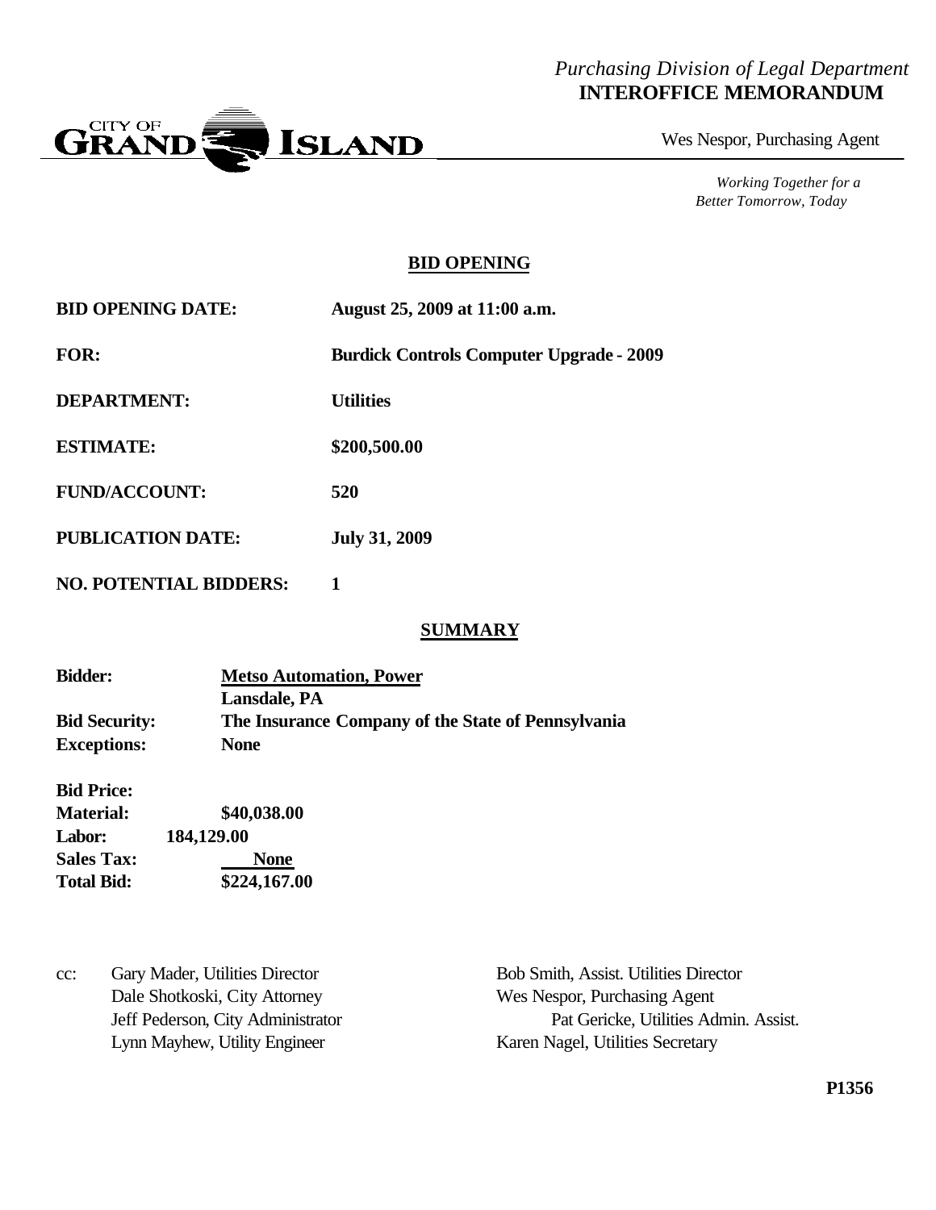*Purchasing Division of Legal Department*
**INTEROFFICE MEMORANDUM**

CITY OF GRAND ISLAND

Wes Nespor, Purchasing Agent

*Working Together for a Better Tomorrow, Today*

## BID OPENING

**BID OPENING DATE:** **August 25, 2009 at 11:00 a.m.**

**FOR:** **Burdick Controls Computer Upgrade - 2009**

**DEPARTMENT:** **Utilities**

**ESTIMATE:** **$200,500.00**

**FUND/ACCOUNT:** **520**

**PUBLICATION DATE:** **July 31, 2009**

**NO. POTENTIAL BIDDERS:** **1**

## SUMMARY

**Bidder:** **Metso Automation, Power**
**Lansdale, PA**
**Bid Security:** **The Insurance Company of the State of Pennsylvania**
**Exceptions:** **None**

**Bid Price:**
**Material:** **$40,038.00**
**Labor:** **184,129.00**
**Sales Tax:** **None**
**Total Bid:** **$224,167.00**

cc: Gary Mader, Utilities Director
Bob Smith, Assist. Utilities Director
Dale Shotkoski, City Attorney
Wes Nespor, Purchasing Agent
Jeff Pederson, City Administrator
Pat Gericke, Utilities Admin. Assist.
Lynn Mayhew, Utility Engineer
Karen Nagel, Utilities Secretary

**P1356**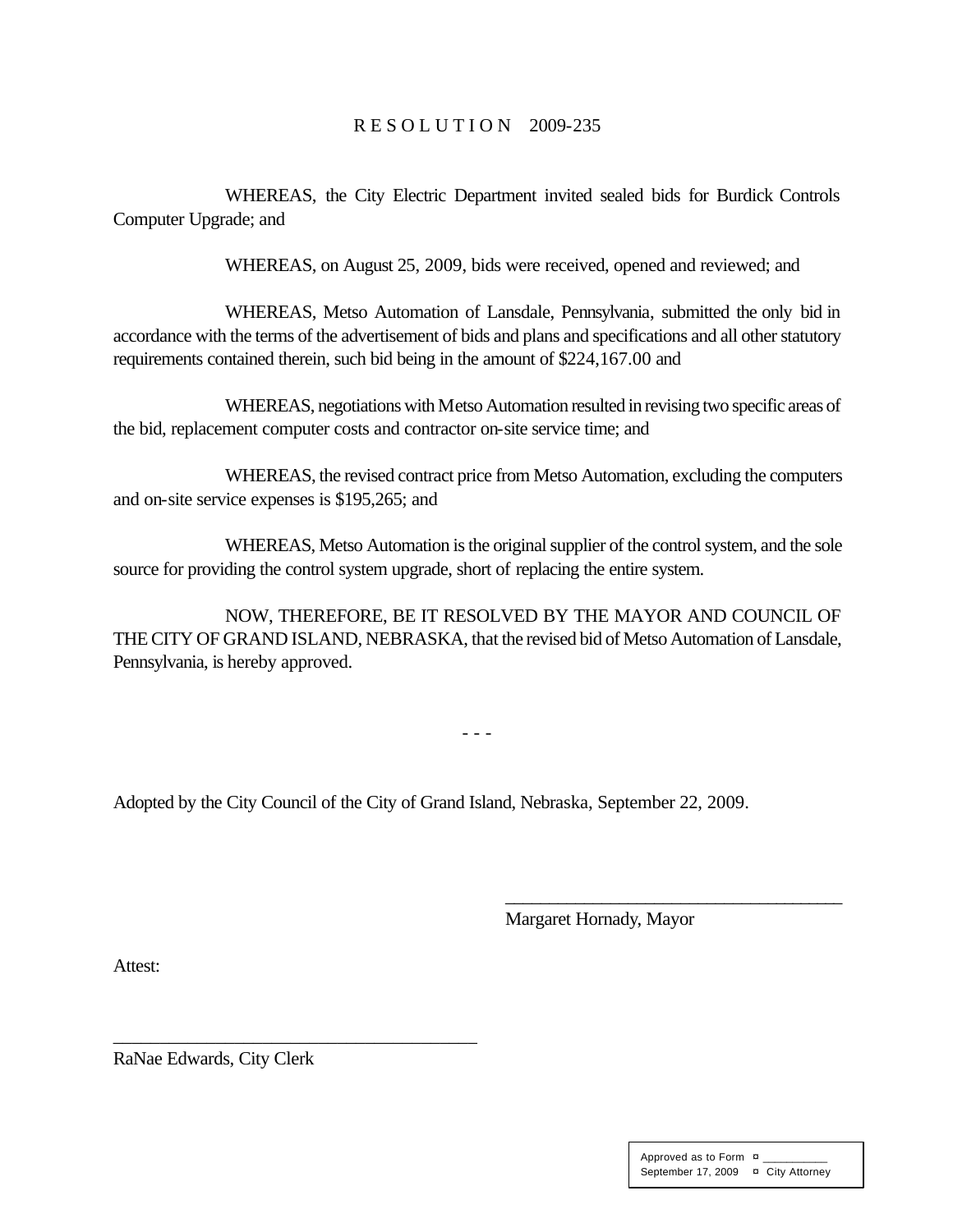# R E S O L U T I O N 2009-235

WHEREAS, the City Electric Department invited sealed bids for Burdick Controls Computer Upgrade; and

WHEREAS, on August 25, 2009, bids were received, opened and reviewed; and

WHEREAS, Metso Automation of Lansdale, Pennsylvania, submitted the only bid in accordance with the terms of the advertisement of bids and plans and specifications and all other statutory requirements contained therein, such bid being in the amount of $224,167.00 and

WHEREAS, negotiations with Metso Automation resulted in revising two specific areas of the bid, replacement computer costs and contractor on-site service time; and

WHEREAS, the revised contract price from Metso Automation, excluding the computers and on-site service expenses is $195,265; and

WHEREAS, Metso Automation is the original supplier of the control system, and the sole source for providing the control system upgrade, short of replacing the entire system.

NOW, THEREFORE, BE IT RESOLVED BY THE MAYOR AND COUNCIL OF THE CITY OF GRAND ISLAND, NEBRASKA, that the revised bid of Metso Automation of Lansdale, Pennsylvania, is hereby approved.

- - -

Adopted by the City Council of the City of Grand Island, Nebraska, September 22, 2009.

_____________________________________

Margaret Hornady, Mayor

Attest:

_____________________________________

RaNae Edwards, City Clerk

| | |
|---|---|
| Approved as to Form ¤ | ___________ |
| September 17, 2009 ¤ | City Attorney |